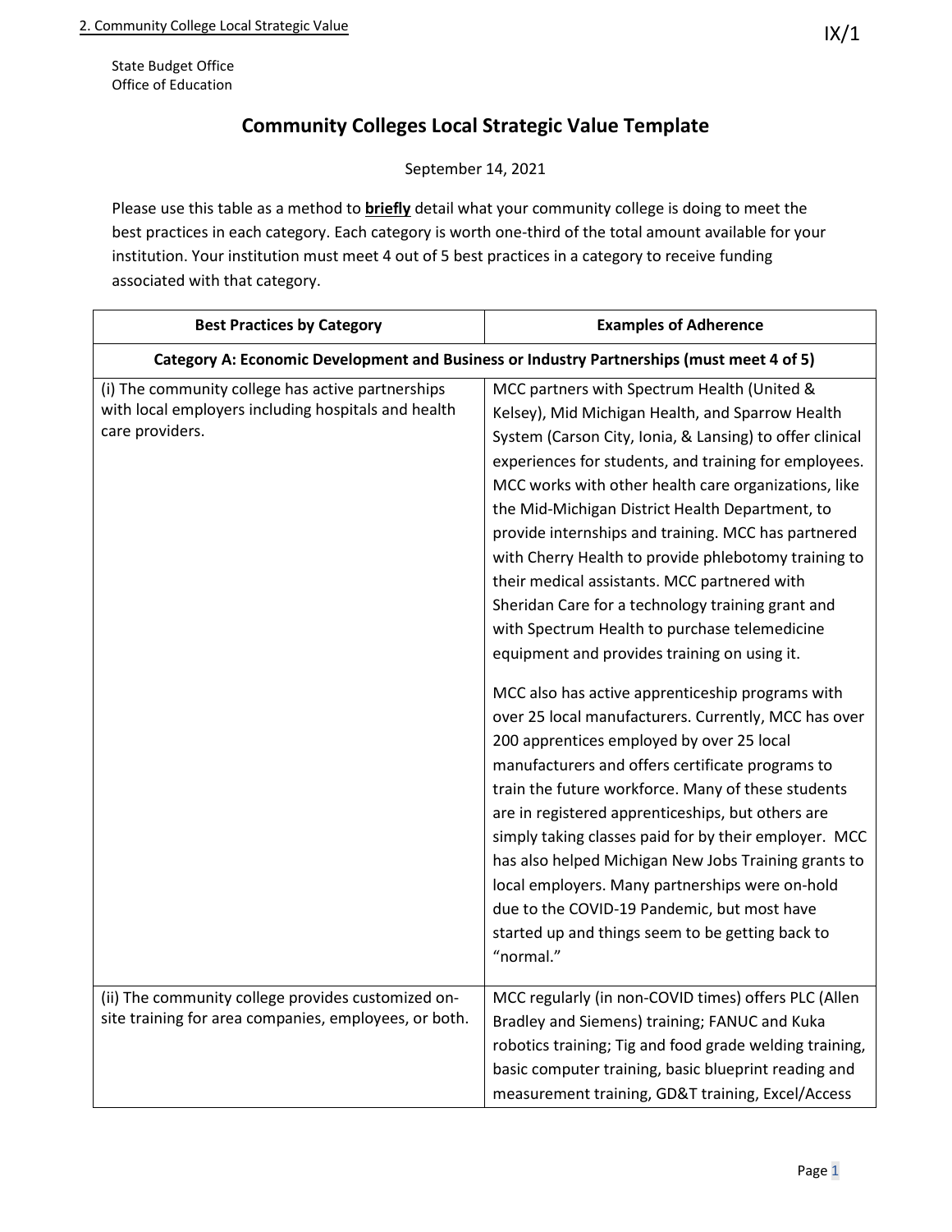State Budget Office
Office of Education

# Community Colleges Local Strategic Value Template

September 14, 2021

Please use this table as a method to **briefly** detail what your community college is doing to meet the best practices in each category. Each category is worth one-third of the total amount available for your institution. Your institution must meet 4 out of 5 best practices in a category to receive funding associated with that category.

| Best Practices by Category | Examples of Adherence |
|---|---|
| **Category A: Economic Development and Business or Industry Partnerships (must meet 4 of 5)** | |
| (i) The community college has active partnerships with local employers including hospitals and health care providers. | MCC partners with Spectrum Health (United & Kelsey), Mid Michigan Health, and Sparrow Health System (Carson City, Ionia, & Lansing) to offer clinical experiences for students, and training for employees. MCC works with other health care organizations, like the Mid-Michigan District Health Department, to provide internships and training. MCC has partnered with Cherry Health to provide phlebotomy training to their medical assistants. MCC partnered with Sheridan Care for a technology training grant and with Spectrum Health to purchase telemedicine equipment and provides training on using it.<br><br>MCC also has active apprenticeship programs with over 25 local manufacturers. Currently, MCC has over 200 apprentices employed by over 25 local manufacturers and offers certificate programs to train the future workforce. Many of these students are in registered apprenticeships, but others are simply taking classes paid for by their employer. MCC has also helped Michigan New Jobs Training grants to local employers. Many partnerships were on-hold due to the COVID-19 Pandemic, but most have started up and things seem to be getting back to "normal." |
| (ii) The community college provides customized on-site training for area companies, employees, or both. | MCC regularly (in non-COVID times) offers PLC (Allen Bradley and Siemens) training; FANUC and Kuka robotics training; Tig and food grade welding training, basic computer training, basic blueprint reading and measurement training, GD&T training, Excel/Access |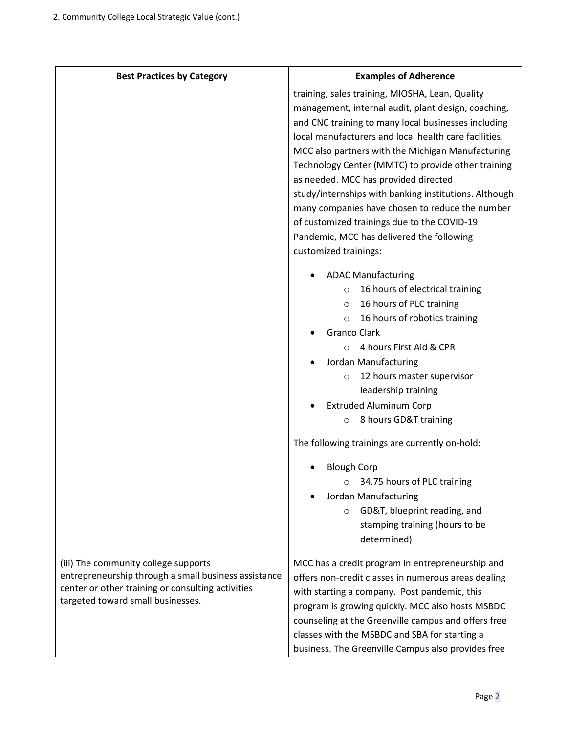2. Community College Local Strategic Value (cont.)

| Best Practices by Category | Examples of Adherence |
| --- | --- |
| | training, sales training, MIOSHA, Lean, Quality management, internal audit, plant design, coaching, and CNC training to many local businesses including local manufacturers and local health care facilities. MCC also partners with the Michigan Manufacturing Technology Center (MMTC) to provide other training as needed. MCC has provided directed study/internships with banking institutions. Although many companies have chosen to reduce the number of customized trainings due to the COVID-19 Pandemic, MCC has delivered the following customized trainings:<br><br>• ADAC Manufacturing<br>&nbsp;&nbsp;&nbsp;&nbsp;○ 16 hours of electrical training<br>&nbsp;&nbsp;&nbsp;&nbsp;○ 16 hours of PLC training<br>&nbsp;&nbsp;&nbsp;&nbsp;○ 16 hours of robotics training<br>• Granco Clark<br>&nbsp;&nbsp;&nbsp;&nbsp;○ 4 hours First Aid & CPR<br>• Jordan Manufacturing<br>&nbsp;&nbsp;&nbsp;&nbsp;○ 12 hours master supervisor leadership training<br>• Extruded Aluminum Corp<br>&nbsp;&nbsp;&nbsp;&nbsp;○ 8 hours GD&T training<br><br>The following trainings are currently on-hold:<br><br>• Blough Corp<br>&nbsp;&nbsp;&nbsp;&nbsp;○ 34.75 hours of PLC training<br>• Jordan Manufacturing<br>&nbsp;&nbsp;&nbsp;&nbsp;○ GD&T, blueprint reading, and stamping training (hours to be determined) |
| (iii) The community college supports entrepreneurship through a small business assistance center or other training or consulting activities targeted toward small businesses. | MCC has a credit program in entrepreneurship and offers non-credit classes in numerous areas dealing with starting a company. Post pandemic, this program is growing quickly. MCC also hosts MSBDC counseling at the Greenville campus and offers free classes with the MSBDC and SBA for starting a business. The Greenville Campus also provides free |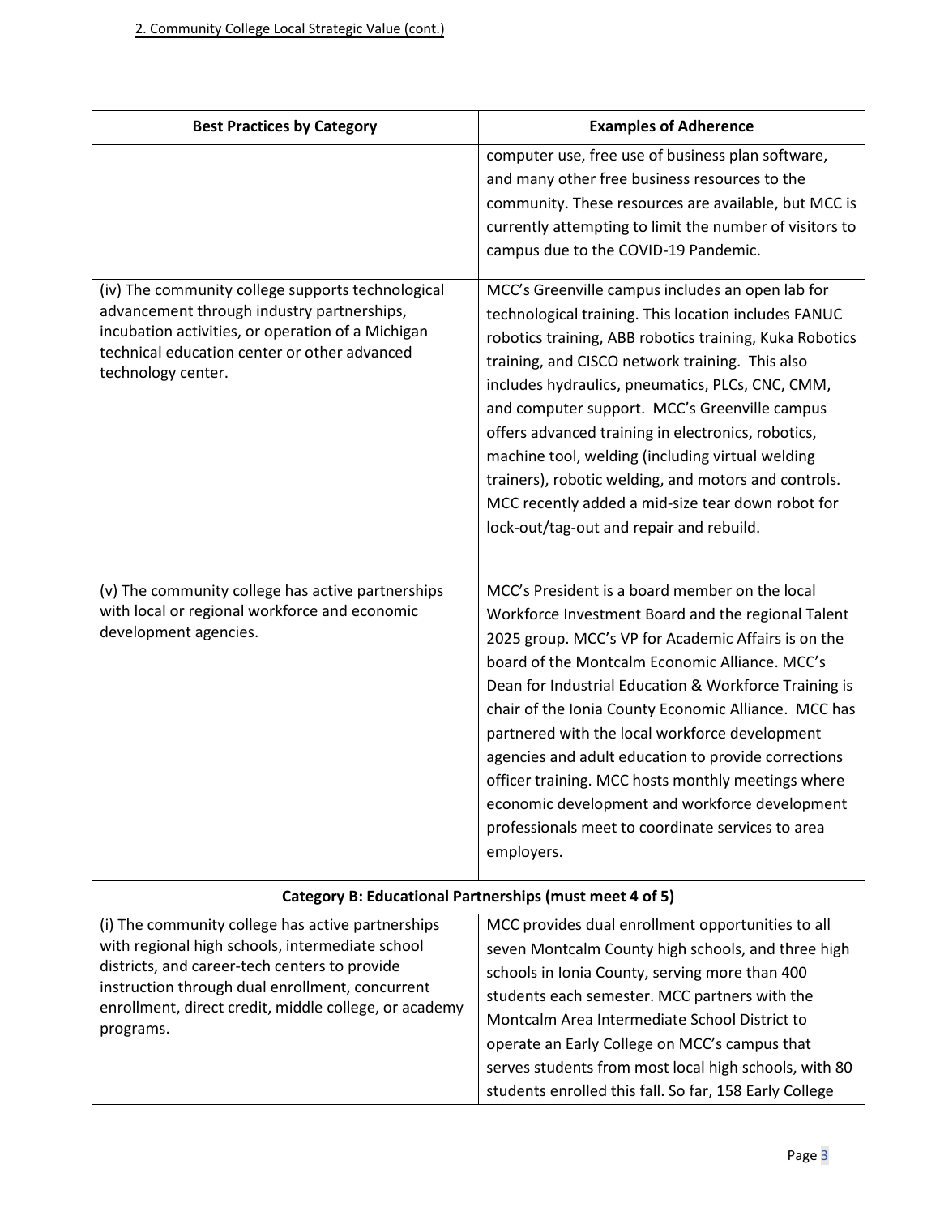2. Community College Local Strategic Value (cont.)

| Best Practices by Category | Examples of Adherence |
|---|---|
| | computer use, free use of business plan software, and many other free business resources to the community. These resources are available, but MCC is currently attempting to limit the number of visitors to campus due to the COVID-19 Pandemic. |
| (iv) The community college supports technological advancement through industry partnerships, incubation activities, or operation of a Michigan technical education center or other advanced technology center. | MCC's Greenville campus includes an open lab for technological training. This location includes FANUC robotics training, ABB robotics training, Kuka Robotics training, and CISCO network training. This also includes hydraulics, pneumatics, PLCs, CNC, CMM, and computer support. MCC's Greenville campus offers advanced training in electronics, robotics, machine tool, welding (including virtual welding trainers), robotic welding, and motors and controls. MCC recently added a mid-size tear down robot for lock-out/tag-out and repair and rebuild. |
| (v) The community college has active partnerships with local or regional workforce and economic development agencies. | MCC's President is a board member on the local Workforce Investment Board and the regional Talent 2025 group. MCC's VP for Academic Affairs is on the board of the Montcalm Economic Alliance. MCC's Dean for Industrial Education & Workforce Training is chair of the Ionia County Economic Alliance. MCC has partnered with the local workforce development agencies and adult education to provide corrections officer training. MCC hosts monthly meetings where economic development and workforce development professionals meet to coordinate services to area employers. |
| **Category B: Educational Partnerships (must meet 4 of 5)** | |
| (i) The community college has active partnerships with regional high schools, intermediate school districts, and career-tech centers to provide instruction through dual enrollment, concurrent enrollment, direct credit, middle college, or academy programs. | MCC provides dual enrollment opportunities to all seven Montcalm County high schools, and three high schools in Ionia County, serving more than 400 students each semester. MCC partners with the Montcalm Area Intermediate School District to operate an Early College on MCC's campus that serves students from most local high schools, with 80 students enrolled this fall. So far, 158 Early College |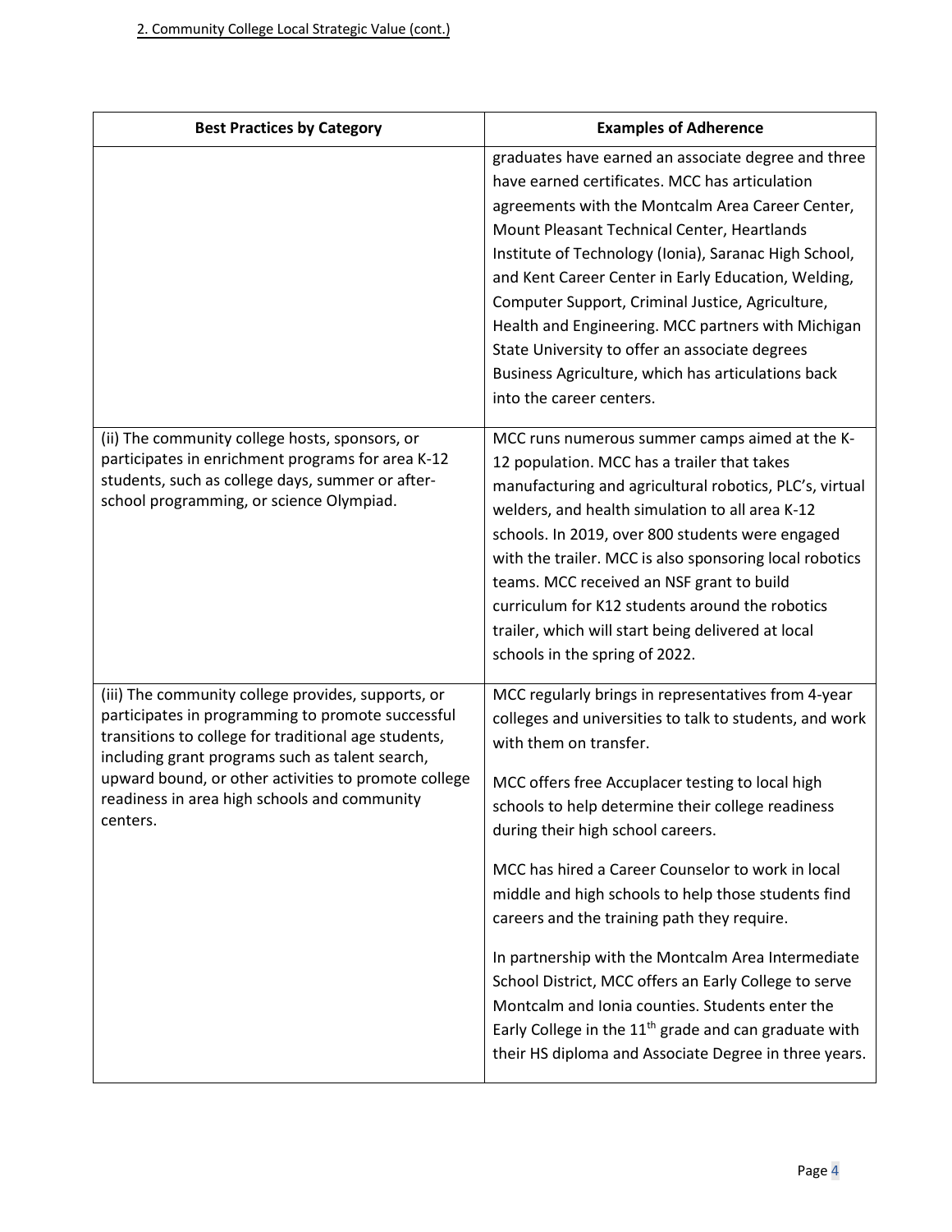2. Community College Local Strategic Value (cont.)

| Best Practices by Category | Examples of Adherence |
|---|---|
| | graduates have earned an associate degree and three have earned certificates. MCC has articulation agreements with the Montcalm Area Career Center, Mount Pleasant Technical Center, Heartlands Institute of Technology (Ionia), Saranac High School, and Kent Career Center in Early Education, Welding, Computer Support, Criminal Justice, Agriculture, Health and Engineering. MCC partners with Michigan State University to offer an associate degrees Business Agriculture, which has articulations back into the career centers. |
| (ii) The community college hosts, sponsors, or participates in enrichment programs for area K-12 students, such as college days, summer or after-school programming, or science Olympiad. | MCC runs numerous summer camps aimed at the K-12 population. MCC has a trailer that takes manufacturing and agricultural robotics, PLC's, virtual welders, and health simulation to all area K-12 schools. In 2019, over 800 students were engaged with the trailer. MCC is also sponsoring local robotics teams. MCC received an NSF grant to build curriculum for K12 students around the robotics trailer, which will start being delivered at local schools in the spring of 2022. |
| (iii) The community college provides, supports, or participates in programming to promote successful transitions to college for traditional age students, including grant programs such as talent search, upward bound, or other activities to promote college readiness in area high schools and community centers. | MCC regularly brings in representatives from 4-year colleges and universities to talk to students, and work with them on transfer.<br><br>MCC offers free Accuplacer testing to local high schools to help determine their college readiness during their high school careers.<br><br>MCC has hired a Career Counselor to work in local middle and high schools to help those students find careers and the training path they require.<br><br>In partnership with the Montcalm Area Intermediate School District, MCC offers an Early College to serve Montcalm and Ionia counties. Students enter the Early College in the 11th grade and can graduate with their HS diploma and Associate Degree in three years. |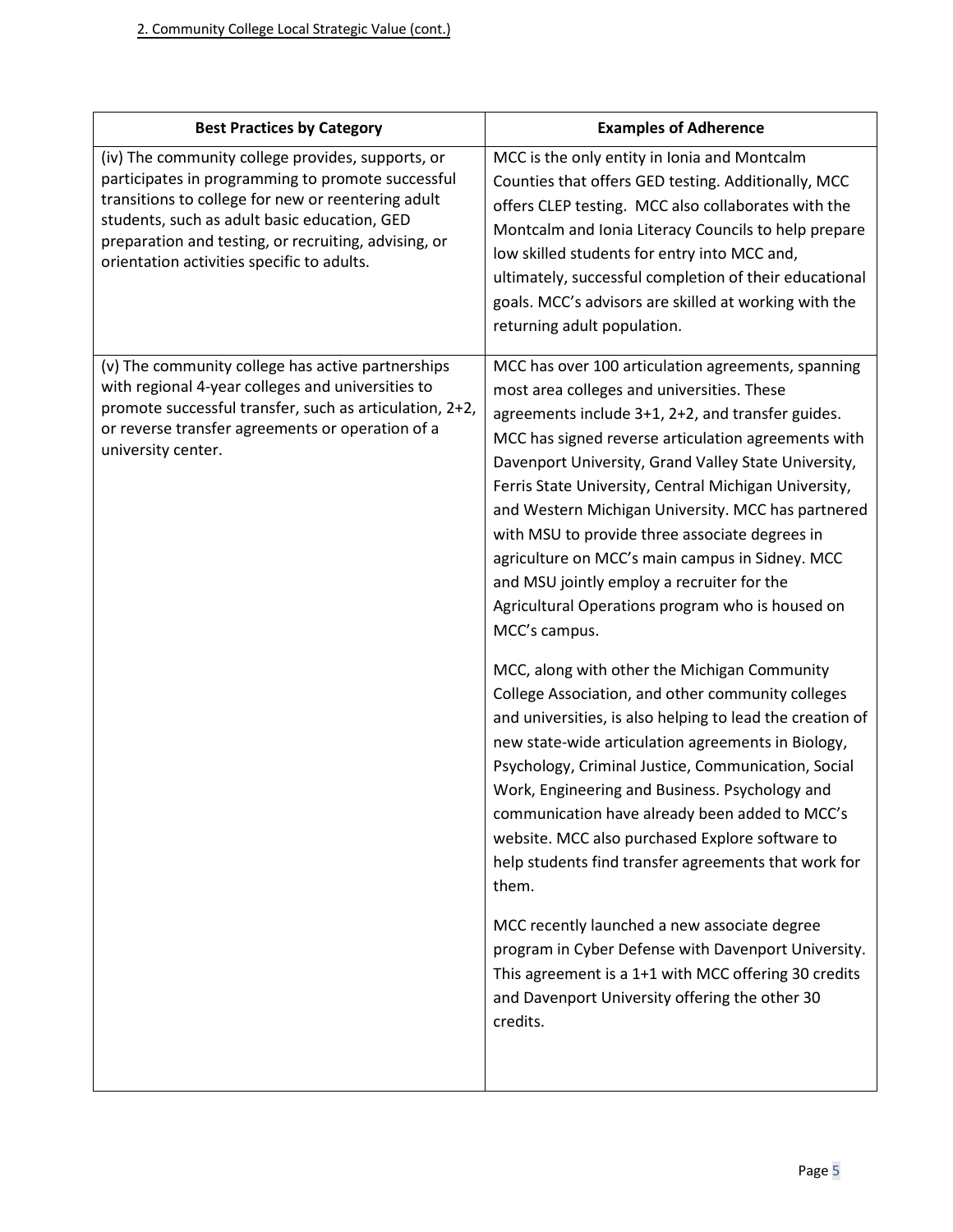2. Community College Local Strategic Value (cont.)

| Best Practices by Category | Examples of Adherence |
|---|---|
| (iv) The community college provides, supports, or participates in programming to promote successful transitions to college for new or reentering adult students, such as adult basic education, GED preparation and testing, or recruiting, advising, or orientation activities specific to adults. | MCC is the only entity in Ionia and Montcalm Counties that offers GED testing. Additionally, MCC offers CLEP testing. MCC also collaborates with the Montcalm and Ionia Literacy Councils to help prepare low skilled students for entry into MCC and, ultimately, successful completion of their educational goals. MCC's advisors are skilled at working with the returning adult population. |
| (v) The community college has active partnerships with regional 4-year colleges and universities to promote successful transfer, such as articulation, 2+2, or reverse transfer agreements or operation of a university center. | MCC has over 100 articulation agreements, spanning most area colleges and universities. These agreements include 3+1, 2+2, and transfer guides. MCC has signed reverse articulation agreements with Davenport University, Grand Valley State University, Ferris State University, Central Michigan University, and Western Michigan University. MCC has partnered with MSU to provide three associate degrees in agriculture on MCC's main campus in Sidney. MCC and MSU jointly employ a recruiter for the Agricultural Operations program who is housed on MCC's campus.<br><br>MCC, along with other the Michigan Community College Association, and other community colleges and universities, is also helping to lead the creation of new state-wide articulation agreements in Biology, Psychology, Criminal Justice, Communication, Social Work, Engineering and Business. Psychology and communication have already been added to MCC's website. MCC also purchased Explore software to help students find transfer agreements that work for them.<br><br>MCC recently launched a new associate degree program in Cyber Defense with Davenport University. This agreement is a 1+1 with MCC offering 30 credits and Davenport University offering the other 30 credits. |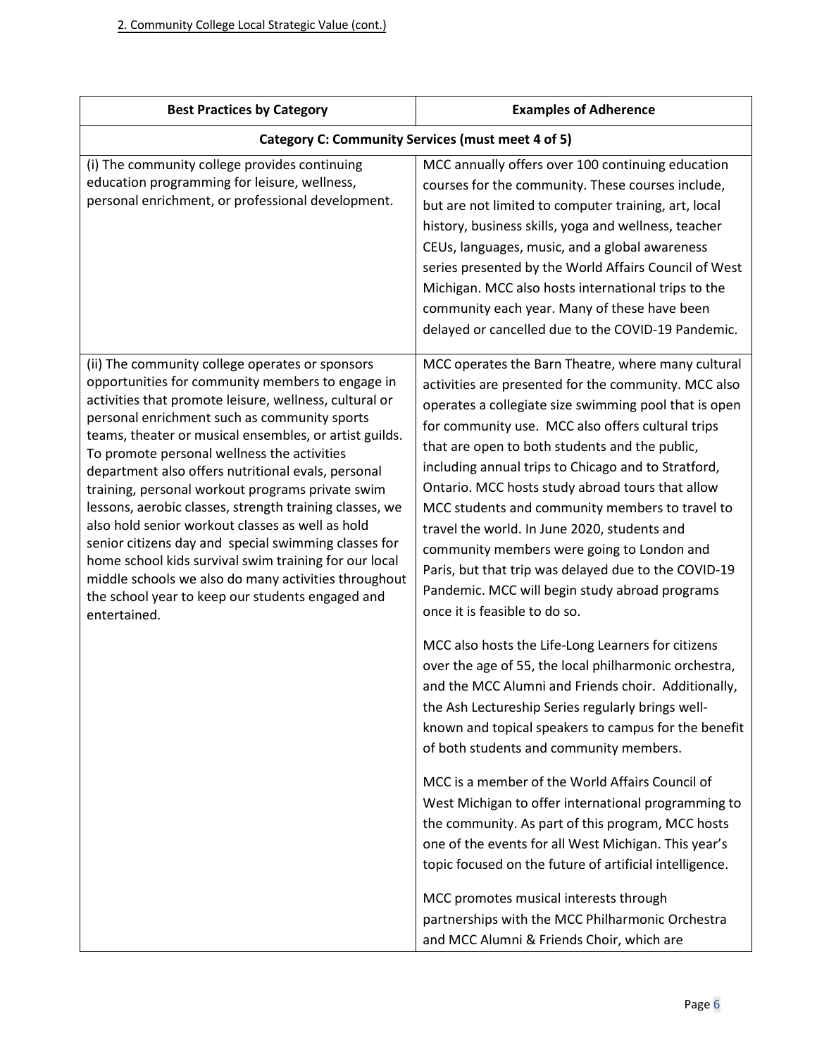2. Community College Local Strategic Value (cont.)

| Best Practices by Category | Examples of Adherence |
| --- | --- |
| **Category C: Community Services (must meet 4 of 5)** | |
| (i) The community college provides continuing education programming for leisure, wellness, personal enrichment, or professional development. | MCC annually offers over 100 continuing education courses for the community. These courses include, but are not limited to computer training, art, local history, business skills, yoga and wellness, teacher CEUs, languages, music, and a global awareness series presented by the World Affairs Council of West Michigan. MCC also hosts international trips to the community each year. Many of these have been delayed or cancelled due to the COVID-19 Pandemic. |
| (ii) The community college operates or sponsors opportunities for community members to engage in activities that promote leisure, wellness, cultural or personal enrichment such as community sports teams, theater or musical ensembles, or artist guilds. To promote personal wellness the activities department also offers nutritional evals, personal training, personal workout programs private swim lessons, aerobic classes, strength training classes, we also hold senior workout classes as well as hold senior citizens day and special swimming classes for home school kids survival swim training for our local middle schools we also do many activities throughout the school year to keep our students engaged and entertained. | MCC operates the Barn Theatre, where many cultural activities are presented for the community. MCC also operates a collegiate size swimming pool that is open for community use. MCC also offers cultural trips that are open to both students and the public, including annual trips to Chicago and to Stratford, Ontario. MCC hosts study abroad tours that allow MCC students and community members to travel to travel the world. In June 2020, students and community members were going to London and Paris, but that trip was delayed due to the COVID-19 Pandemic. MCC will begin study abroad programs once it is feasible to do so.<br><br>MCC also hosts the Life-Long Learners for citizens over the age of 55, the local philharmonic orchestra, and the MCC Alumni and Friends choir. Additionally, the Ash Lectureship Series regularly brings well-known and topical speakers to campus for the benefit of both students and community members.<br><br>MCC is a member of the World Affairs Council of West Michigan to offer international programming to the community. As part of this program, MCC hosts one of the events for all West Michigan. This year's topic focused on the future of artificial intelligence.<br><br>MCC promotes musical interests through partnerships with the MCC Philharmonic Orchestra and MCC Alumni & Friends Choir, which are |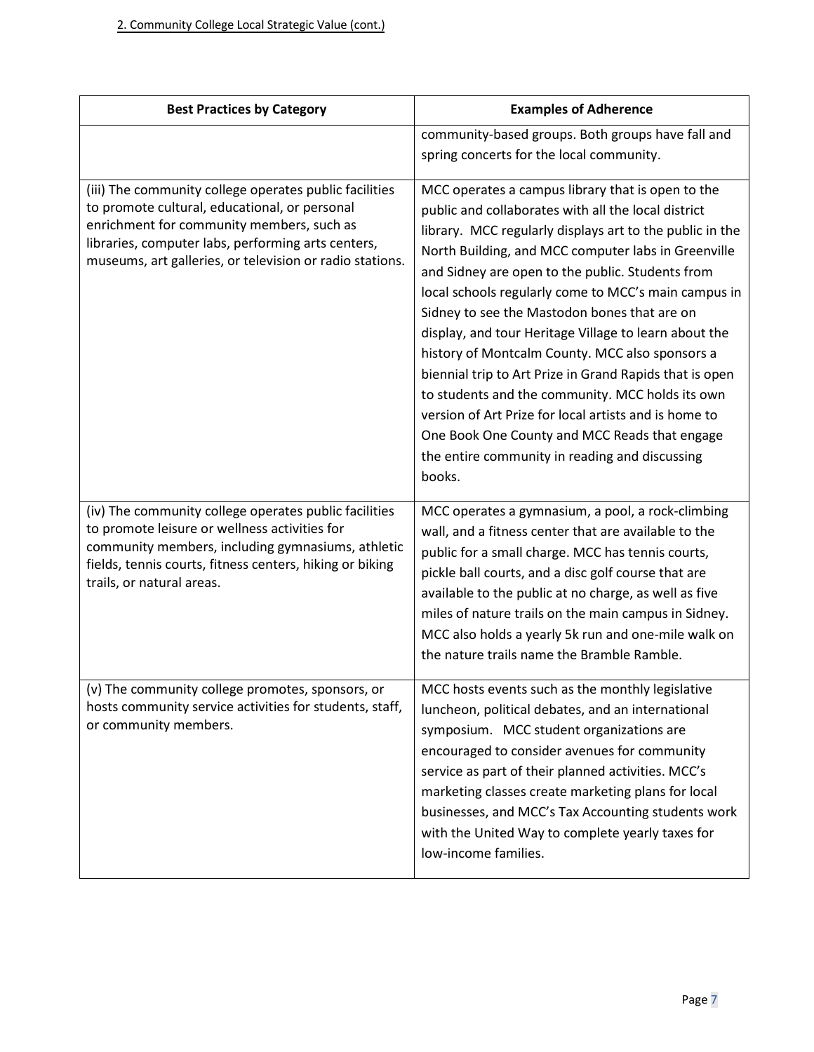2. Community College Local Strategic Value (cont.)

| Best Practices by Category | Examples of Adherence |
|---|---|
| | community-based groups. Both groups have fall and spring concerts for the local community. |
| (iii) The community college operates public facilities to promote cultural, educational, or personal enrichment for community members, such as libraries, computer labs, performing arts centers, museums, art galleries, or television or radio stations. | MCC operates a campus library that is open to the public and collaborates with all the local district library. MCC regularly displays art to the public in the North Building, and MCC computer labs in Greenville and Sidney are open to the public. Students from local schools regularly come to MCC's main campus in Sidney to see the Mastodon bones that are on display, and tour Heritage Village to learn about the history of Montcalm County. MCC also sponsors a biennial trip to Art Prize in Grand Rapids that is open to students and the community. MCC holds its own version of Art Prize for local artists and is home to One Book One County and MCC Reads that engage the entire community in reading and discussing books. |
| (iv) The community college operates public facilities to promote leisure or wellness activities for community members, including gymnasiums, athletic fields, tennis courts, fitness centers, hiking or biking trails, or natural areas. | MCC operates a gymnasium, a pool, a rock-climbing wall, and a fitness center that are available to the public for a small charge. MCC has tennis courts, pickle ball courts, and a disc golf course that are available to the public at no charge, as well as five miles of nature trails on the main campus in Sidney. MCC also holds a yearly 5k run and one-mile walk on the nature trails name the Bramble Ramble. |
| (v) The community college promotes, sponsors, or hosts community service activities for students, staff, or community members. | MCC hosts events such as the monthly legislative luncheon, political debates, and an international symposium. MCC student organizations are encouraged to consider avenues for community service as part of their planned activities. MCC's marketing classes create marketing plans for local businesses, and MCC's Tax Accounting students work with the United Way to complete yearly taxes for low-income families. |